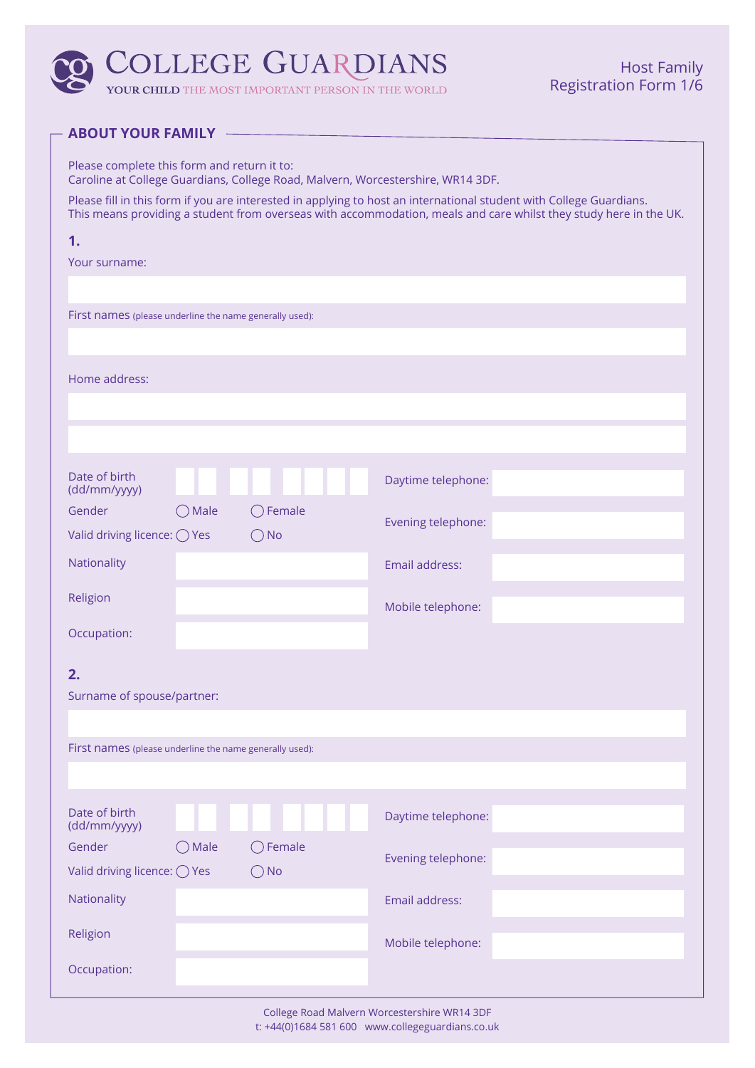# COLLEGE GUARDIANS

YOUR CHILD THE MOST IMPORTANT PERSON IN THE WORLD

Host Family
Registration Form 1/6

## ABOUT YOUR FAMILY

Please complete this form and return it to:
Caroline at College Guardians, College Road, Malvern, Worcestershire, WR14 3DF.

Please fill in this form if you are interested in applying to host an international student with College Guardians. This means providing a student from overseas with accommodation, meals and care whilst they study here in the UK.

### 1.

Your surname:

First names (please underline the name generally used):

Home address:

| | | | |
|---|---|---|---|
| Date of birth (dd/mm/yyyy) | | Daytime telephone: | |
| Gender | ◯ Male ◯ Female | Evening telephone: | |
| Valid driving licence: | ◯ Yes ◯ No | | |
| Nationality | | Email address: | |
| Religion | | Mobile telephone: | |
| Occupation: | | | |

### 2.

Surname of spouse/partner:

First names (please underline the name generally used):

| | | | |
|---|---|---|---|
| Date of birth (dd/mm/yyyy) | | Daytime telephone: | |
| Gender | ◯ Male ◯ Female | Evening telephone: | |
| Valid driving licence: | ◯ Yes ◯ No | | |
| Nationality | | Email address: | |
| Religion | | Mobile telephone: | |
| Occupation: | | | |

College Road Malvern Worcestershire WR14 3DF
t: +44(0)1684 581 600 www.collegeguardians.co.uk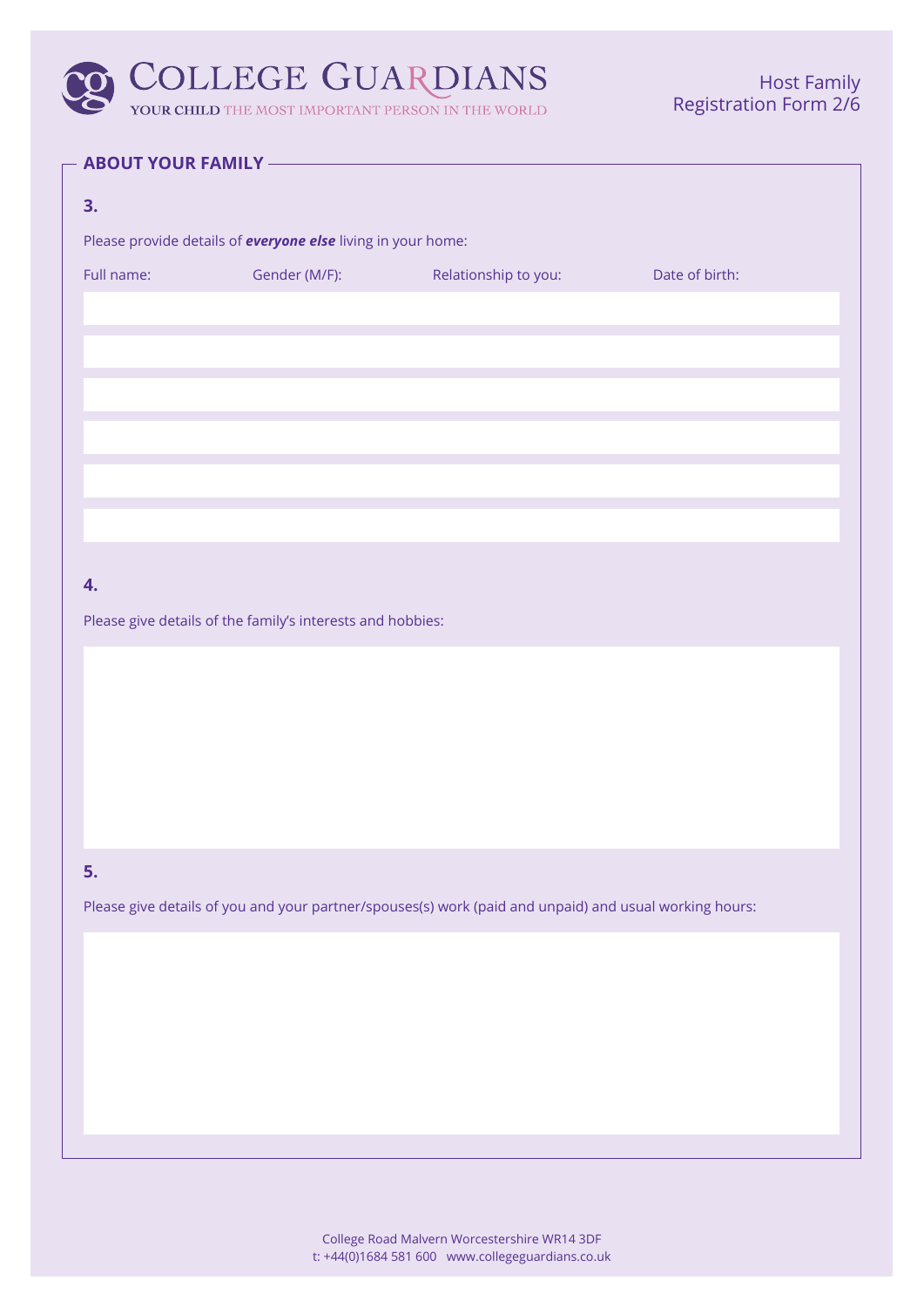## ABOUT YOUR FAMILY

**3.**

Please provide details of ***everyone else*** living in your home:

| Full name: | Gender (M/F): | Relationship to you: | Date of birth: |
| --- | --- | --- | --- |
| | | | |
| | | | |
| | | | |
| | | | |
| | | | |
| | | | |

**4.**

Please give details of the family's interests and hobbies:

**5.**

Please give details of you and your partner/spouses(s) work (paid and unpaid) and usual working hours:

College Road Malvern Worcestershire WR14 3DF
t: +44(0)1684 581 600 www.collegeguardians.co.uk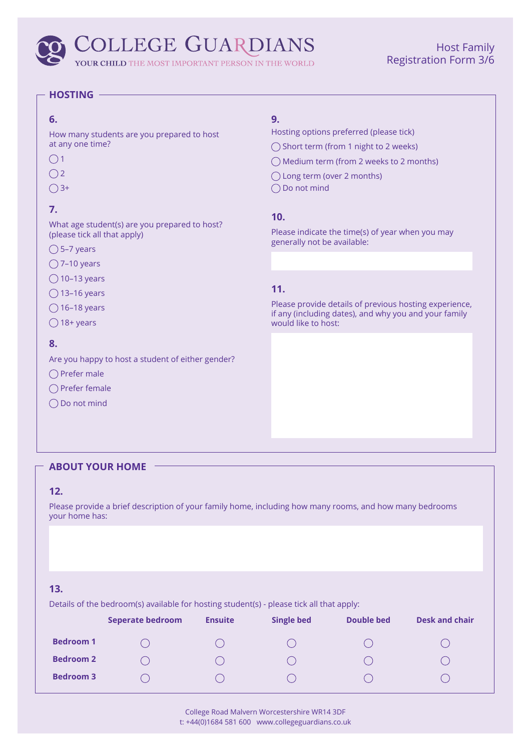# COLLEGE GUARDIANS

YOUR CHILD THE MOST IMPORTANT PERSON IN THE WORLD

Host Family Registration Form 3/6

## HOSTING

### 6.

How many students are you prepared to host at any one time?

- ◯ 1
- ◯ 2
- ◯ 3+

### 7.

What age student(s) are you prepared to host? (please tick all that apply)

- ◯ 5–7 years
- ◯ 7–10 years
- ◯ 10–13 years
- ◯ 13–16 years
- ◯ 16–18 years
- ◯ 18+ years

### 8.

Are you happy to host a student of either gender?

- ◯ Prefer male
- ◯ Prefer female
- ◯ Do not mind

### 9.

Hosting options preferred (please tick)

- ◯ Short term (from 1 night to 2 weeks)
- ◯ Medium term (from 2 weeks to 2 months)
- ◯ Long term (over 2 months)
- ◯ Do not mind

### 10.

Please indicate the time(s) of year when you may generally not be available:

### 11.

Please provide details of previous hosting experience, if any (including dates), and why you and your family would like to host:

## ABOUT YOUR HOME

### 12.

Please provide a brief description of your family home, including how many rooms, and how many bedrooms your home has:

### 13.

Details of the bedroom(s) available for hosting student(s) - please tick all that apply:

| | Seperate bedroom | Ensuite | Single bed | Double bed | Desk and chair |
|---|---|---|---|---|---|
| **Bedroom 1** | ◯ | ◯ | ◯ | ◯ | ◯ |
| **Bedroom 2** | ◯ | ◯ | ◯ | ◯ | ◯ |
| **Bedroom 3** | ◯ | ◯ | ◯ | ◯ | ◯ |

College Road Malvern Worcestershire WR14 3DF
t: +44(0)1684 581 600 www.collegeguardians.co.uk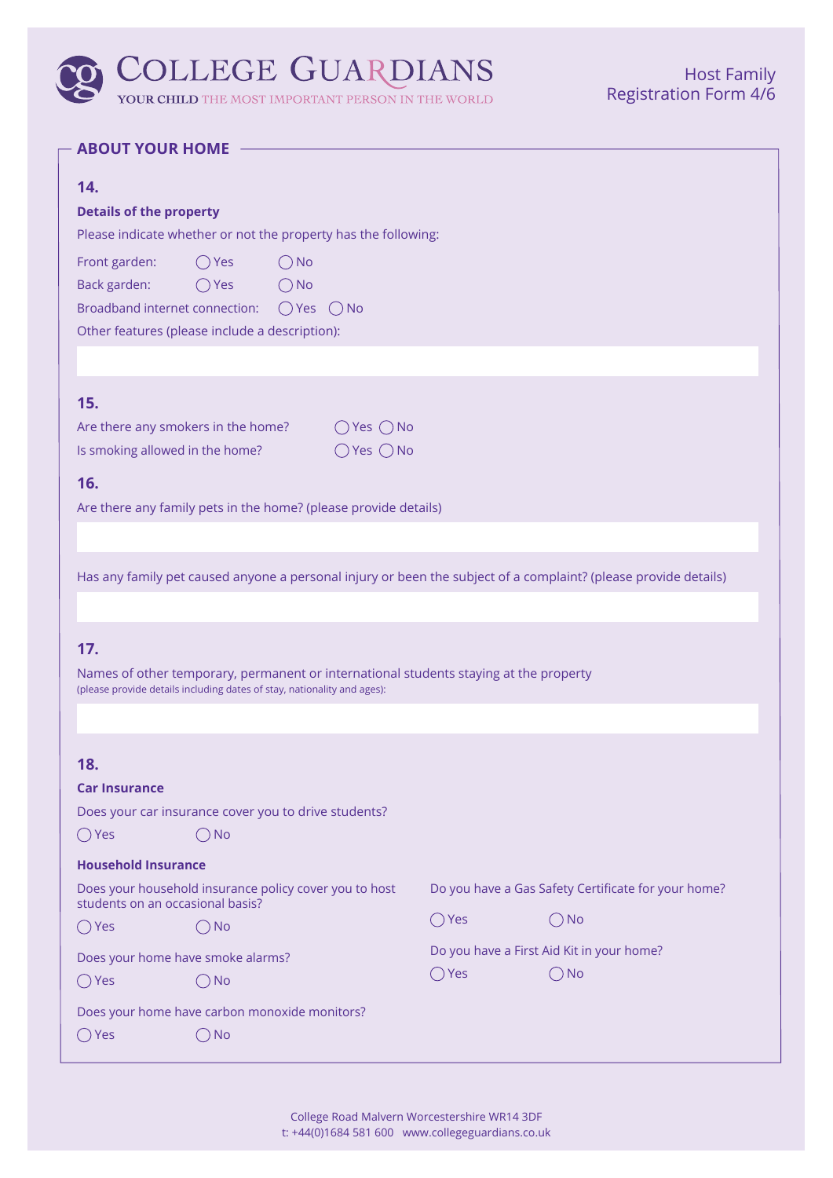# ABOUT YOUR HOME

### 14.

**Details of the property**

Please indicate whether or not the property has the following:

Front garden: ◯ Yes ◯ No

Back garden: ◯ Yes ◯ No

Broadband internet connection: ◯ Yes ◯ No

Other features (please include a description):

### 15.

Are there any smokers in the home? ◯ Yes ◯ No

Is smoking allowed in the home? ◯ Yes ◯ No

### 16.

Are there any family pets in the home? (please provide details)

Has any family pet caused anyone a personal injury or been the subject of a complaint? (please provide details)

### 17.

Names of other temporary, permanent or international students staying at the property
(please provide details including dates of stay, nationality and ages):

### 18.

**Car Insurance**

Does your car insurance cover you to drive students?

◯ Yes ◯ No

**Household Insurance**

Does your household insurance policy cover you to host students on an occasional basis?

◯ Yes ◯ No

Does your home have smoke alarms?

◯ Yes ◯ No

Does your home have carbon monoxide monitors?

◯ Yes ◯ No

Do you have a Gas Safety Certificate for your home?

◯ Yes ◯ No

Do you have a First Aid Kit in your home?

◯ Yes ◯ No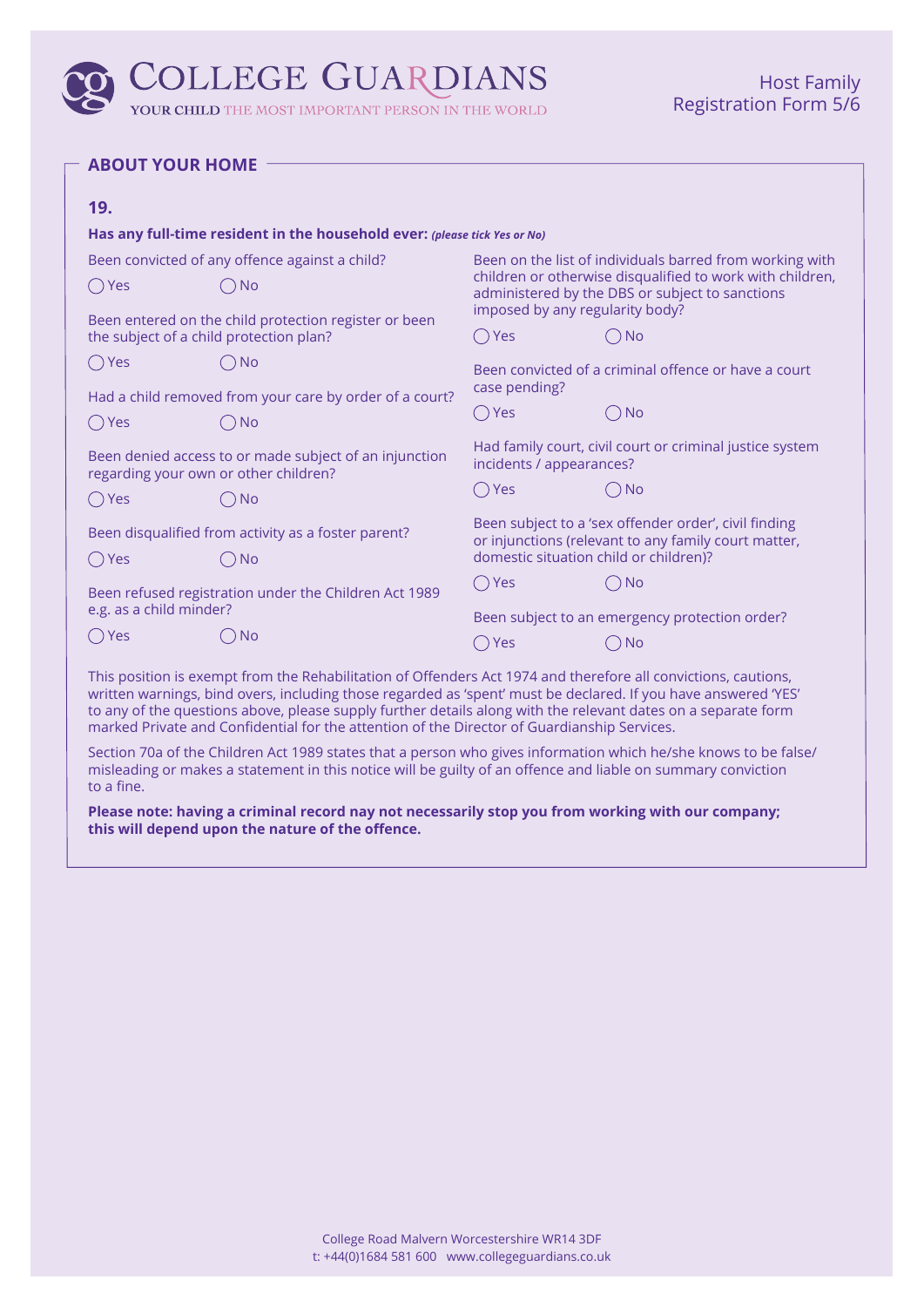## ABOUT YOUR HOME

### 19.

**Has any full-time resident in the household ever:** ***(please tick Yes or No)***

Been convicted of any offence against a child?

◯ Yes ◯ No

Been entered on the child protection register or been the subject of a child protection plan?

◯ Yes ◯ No

Had a child removed from your care by order of a court?

◯ Yes ◯ No

Been denied access to or made subject of an injunction regarding your own or other children?

◯ Yes ◯ No

Been disqualified from activity as a foster parent?

◯ Yes ◯ No

Been refused registration under the Children Act 1989 e.g. as a child minder?

◯ Yes ◯ No

Been on the list of individuals barred from working with children or otherwise disqualified to work with children, administered by the DBS or subject to sanctions imposed by any regularity body?

◯ Yes ◯ No

Been convicted of a criminal offence or have a court case pending?

◯ Yes ◯ No

Had family court, civil court or criminal justice system incidents / appearances?

◯ Yes ◯ No

Been subject to a 'sex offender order', civil finding or injunctions (relevant to any family court matter, domestic situation child or children)?

◯ Yes ◯ No

Been subject to an emergency protection order?

◯ Yes ◯ No

This position is exempt from the Rehabilitation of Offenders Act 1974 and therefore all convictions, cautions, written warnings, bind overs, including those regarded as 'spent' must be declared. If you have answered 'YES' to any of the questions above, please supply further details along with the relevant dates on a separate form marked Private and Confidential for the attention of the Director of Guardianship Services.

Section 70a of the Children Act 1989 states that a person who gives information which he/she knows to be false/ misleading or makes a statement in this notice will be guilty of an offence and liable on summary conviction to a fine.

**Please note: having a criminal record nay not necessarily stop you from working with our company; this will depend upon the nature of the offence.**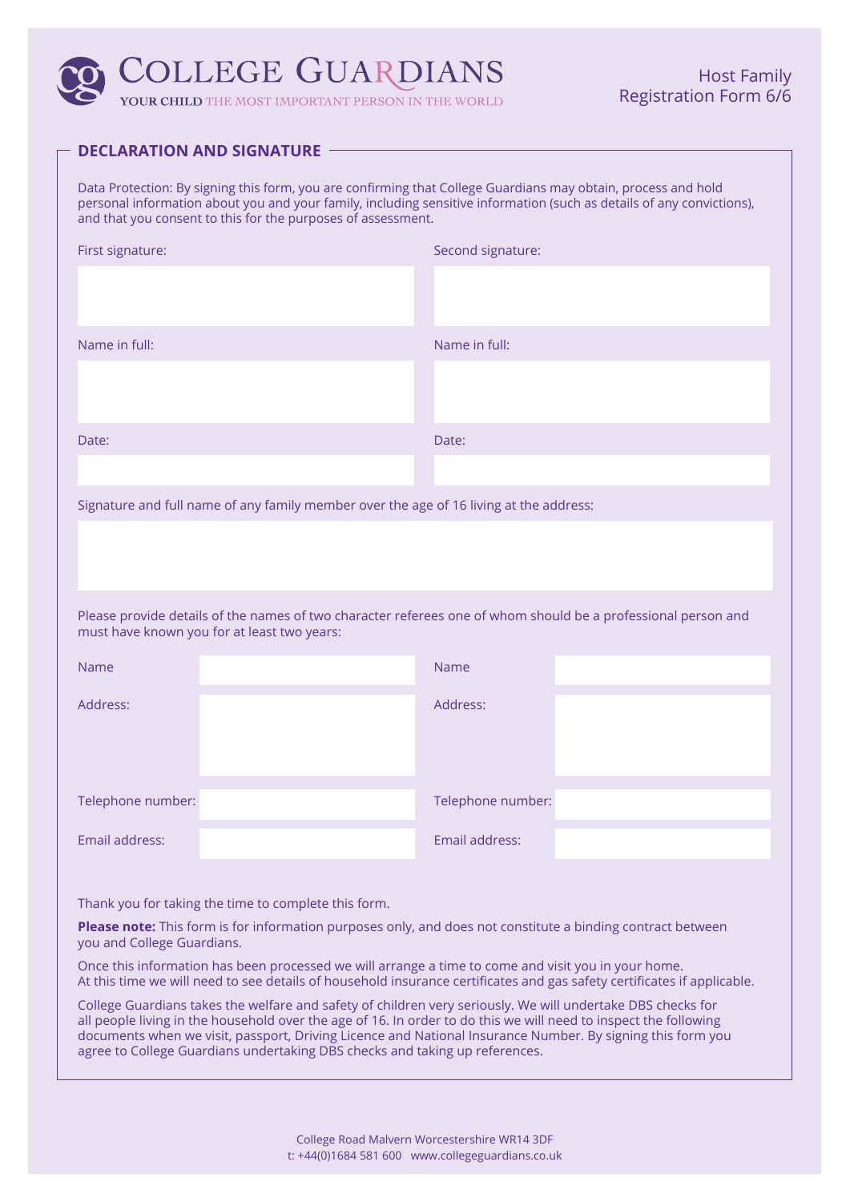# COLLEGE GUARDIANS

YOUR CHILD THE MOST IMPORTANT PERSON IN THE WORLD

Host Family Registration Form 6/6

## DECLARATION AND SIGNATURE

Data Protection: By signing this form, you are confirming that College Guardians may obtain, process and hold personal information about you and your family, including sensitive information (such as details of any convictions), and that you consent to this for the purposes of assessment.

| | |
|---|---|
| First signature: | Second signature: |
| Name in full: | Name in full: |
| Date: | Date: |

Signature and full name of any family member over the age of 16 living at the address:

Please provide details of the names of two character referees one of whom should be a professional person and must have known you for at least two years:

| | | | |
|---|---|---|---|
| Name | | Name | |
| Address: | | Address: | |
| Telephone number: | | Telephone number: | |
| Email address: | | Email address: | |

Thank you for taking the time to complete this form.

**Please note:** This form is for information purposes only, and does not constitute a binding contract between you and College Guardians.

Once this information has been processed we will arrange a time to come and visit you in your home. At this time we will need to see details of household insurance certificates and gas safety certificates if applicable.

College Guardians takes the welfare and safety of children very seriously. We will undertake DBS checks for all people living in the household over the age of 16. In order to do this we will need to inspect the following documents when we visit, passport, Driving Licence and National Insurance Number. By signing this form you agree to College Guardians undertaking DBS checks and taking up references.

College Road Malvern Worcestershire WR14 3DF
t: +44(0)1684 581 600 www.collegeguardians.co.uk